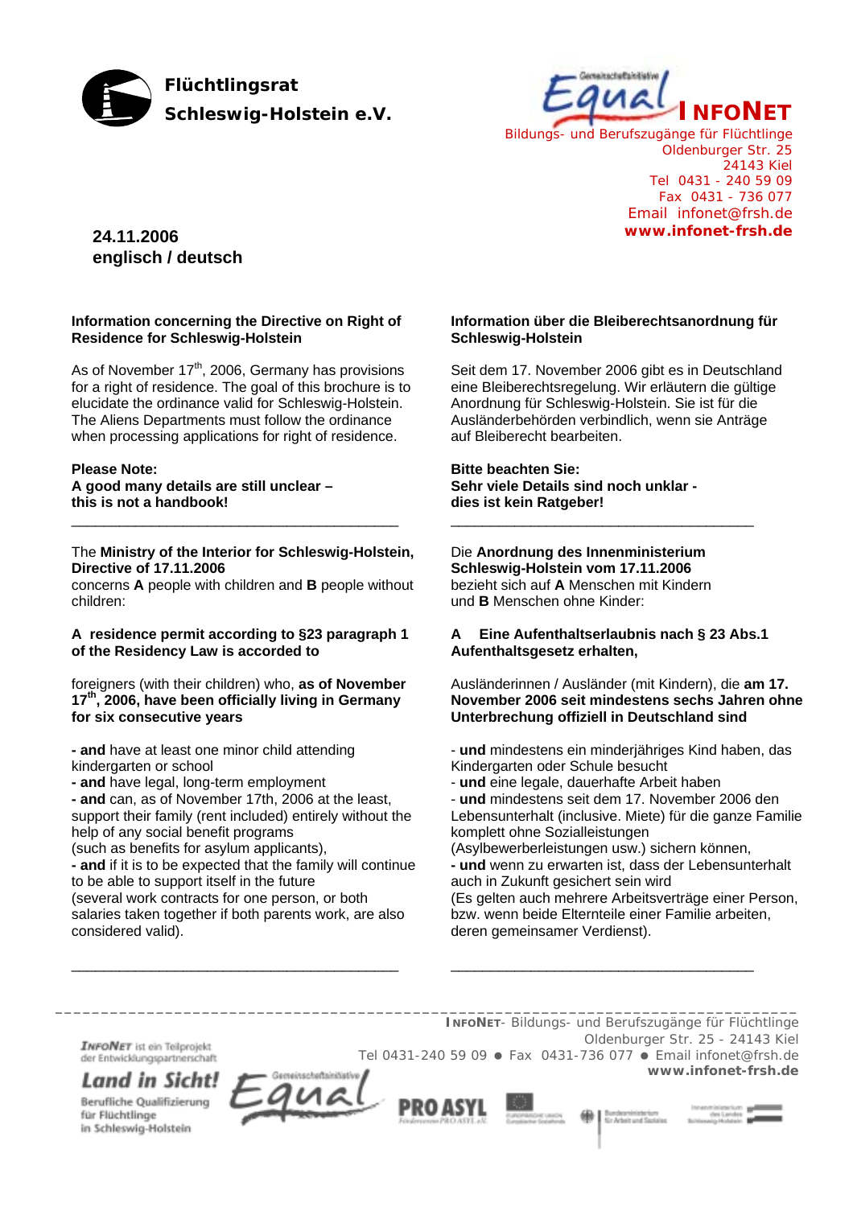**Flüchtlingsrat Schleswig-Holstein e.V.**

Gemeinschaftsinitiative Equal **INFONET**
Bildungs- und Berufszugänge für Flüchtlinge
Oldenburger Str. 25
24143 Kiel
Tel 0431 - 240 59 09
Fax 0431 - 736 077
Email infonet@frsh.de
**www.infonet-frsh.de**

**24.11.2006**
**englisch / deutsch**

**Information concerning the Directive on Right of Residence for Schleswig-Holstein**

As of November 17th, 2006, Germany has provisions for a right of residence. The goal of this brochure is to elucidate the ordinance valid for Schleswig-Holstein. The Aliens Departments must follow the ordinance when processing applications for right of residence.

**Please Note:**
**A good many details are still unclear –**
**this is not a handbook!**

---

The **Ministry of the Interior for Schleswig-Holstein, Directive of 17.11.2006** concerns **A** people with children and **B** people without children:

**A residence permit according to §23 paragraph 1 of the Residency Law is accorded to**

foreigners (with their children) who, **as of November 17th, 2006, have been officially living in Germany for six consecutive years**

**- and** have at least one minor child attending kindergarten or school
**- and** have legal, long-term employment
**- and** can, as of November 17th, 2006 at the least, support their family (rent included) entirely without the help of any social benefit programs
(such as benefits for asylum applicants),
**- and** if it is to be expected that the family will continue to be able to support itself in the future
(several work contracts for one person, or both salaries taken together if both parents work, are also considered valid).

---

**Information über die Bleiberechtsanordnung für Schleswig-Holstein**

Seit dem 17. November 2006 gibt es in Deutschland eine Bleiberechtsregelung. Wir erläutern die gültige Anordnung für Schleswig-Holstein. Sie ist für die Ausländerbehörden verbindlich, wenn sie Anträge auf Bleiberecht bearbeiten.

**Bitte beachten Sie:**
**Sehr viele Details sind noch unklar -**
**dies ist kein Ratgeber!**

---

Die **Anordnung des Innenministerium Schleswig-Holstein vom 17.11.2006** bezieht sich auf **A** Menschen mit Kindern und **B** Menschen ohne Kinder:

**A Eine Aufenthaltserlaubnis nach § 23 Abs.1 Aufenthaltsgesetz erhalten,**

Ausländerinnen / Ausländer (mit Kindern), die **am 17. November 2006 seit mindestens sechs Jahren ohne Unterbrechung offiziell in Deutschland sind**

- **und** mindestens ein minderjähriges Kind haben, das Kindergarten oder Schule besucht
- **und** eine legale, dauerhafte Arbeit haben
- **und** mindestens seit dem 17. November 2006 den Lebensunterhalt (inclusive. Miete) für die ganze Familie komplett ohne Sozialleistungen (Asylbewerberleistungen usw.) sichern können,
- **und** wenn zu erwarten ist, dass der Lebensunterhalt auch in Zukunft gesichert sein wird
(Es gelten auch mehrere Arbeitsverträge einer Person, bzw. wenn beide Elternteile einer Familie arbeiten, deren gemeinsamer Verdienst).

---

INFONET- Bildungs- und Berufszugänge für Flüchtlinge
Oldenburger Str. 25 - 24143 Kiel
Tel 0431-240 59 09 ● Fax 0431-736 077 ● Email infonet@frsh.de
**www.infonet-frsh.de**

INFONET ist ein Teilprojekt der Entwicklungspartnerschaft **Land in Sicht!** Berufliche Qualifizierung für Flüchtlinge in Schleswig-Holstein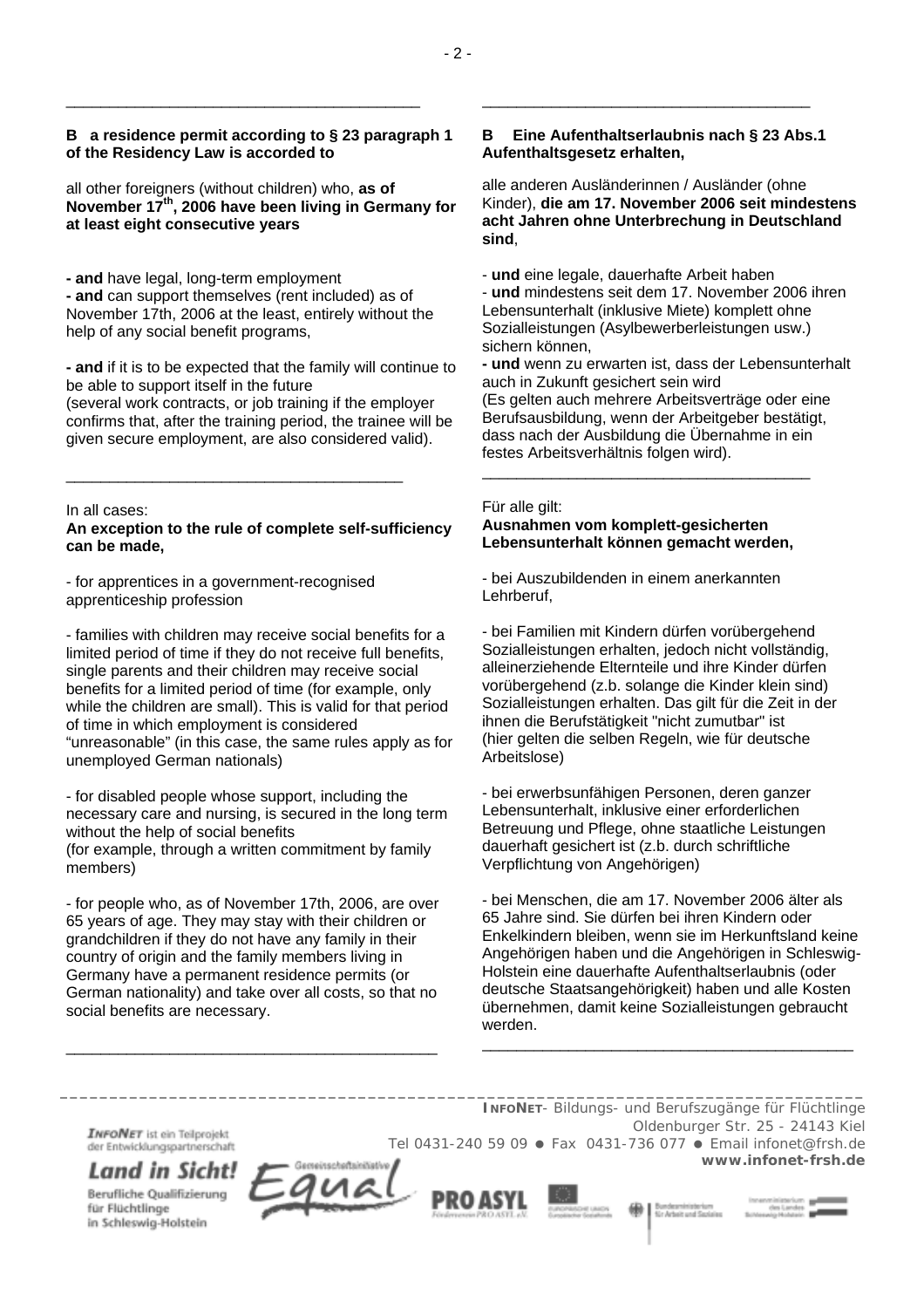**B a residence permit according to § 23 paragraph 1 of the Residency Law is accorded to**

all other foreigners (without children) who, **as of November 17th, 2006 have been living in Germany for at least eight consecutive years**

**- and** have legal, long-term employment
**- and** can support themselves (rent included) as of November 17th, 2006 at the least, entirely without the help of any social benefit programs,

**- and** if it is to be expected that the family will continue to be able to support itself in the future
(several work contracts, or job training if the employer confirms that, after the training period, the trainee will be given secure employment, are also considered valid).

---

In all cases:
**An exception to the rule of complete self-sufficiency can be made,**

- for apprentices in a government-recognised apprenticeship profession

- families with children may receive social benefits for a limited period of time if they do not receive full benefits, single parents and their children may receive social benefits for a limited period of time (for example, only while the children are small). This is valid for that period of time in which employment is considered "unreasonable" (in this case, the same rules apply as for unemployed German nationals)

- for disabled people whose support, including the necessary care and nursing, is secured in the long term without the help of social benefits
(for example, through a written commitment by family members)

- for people who, as of November 17th, 2006, are over 65 years of age. They may stay with their children or grandchildren if they do not have any family in their country of origin and the family members living in Germany have a permanent residence permits (or German nationality) and take over all costs, so that no social benefits are necessary.

---

**B Eine Aufenthaltserlaubnis nach § 23 Abs.1 Aufenthaltsgesetz erhalten,**

alle anderen Ausländerinnen / Ausländer (ohne Kinder), **die am 17. November 2006 seit mindestens acht Jahren ohne Unterbrechung in Deutschland sind**,

- **und** eine legale, dauerhafte Arbeit haben
- **und** mindestens seit dem 17. November 2006 ihren Lebensunterhalt (inklusive Miete) komplett ohne Sozialleistungen (Asylbewerberleistungen usw.) sichern können,
**- und** wenn zu erwarten ist, dass der Lebensunterhalt auch in Zukunft gesichert sein wird
(Es gelten auch mehrere Arbeitsverträge oder eine Berufsausbildung, wenn der Arbeitgeber bestätigt, dass nach der Ausbildung die Übernahme in ein festes Arbeitsverhältnis folgen wird).

---

Für alle gilt:
**Ausnahmen vom komplett-gesicherten Lebensunterhalt können gemacht werden,**

- bei Auszubildenden in einem anerkannten Lehrberuf,

- bei Familien mit Kindern dürfen vorübergehend Sozialleistungen erhalten, jedoch nicht vollständig, alleinerziehende Elternteile und ihre Kinder dürfen vorübergehend (z.b. solange die Kinder klein sind) Sozialleistungen erhalten. Das gilt für die Zeit in der ihnen die Berufstätigkeit "nicht zumutbar" ist
(hier gelten die selben Regeln, wie für deutsche Arbeitslose)

- bei erwerbsunfähigen Personen, deren ganzer Lebensunterhalt, inklusive einer erforderlichen Betreuung und Pflege, ohne staatliche Leistungen dauerhaft gesichert ist (z.b. durch schriftliche Verpflichtung von Angehörigen)

- bei Menschen, die am 17. November 2006 älter als 65 Jahre sind. Sie dürfen bei ihren Kindern oder Enkelkindern bleiben, wenn sie im Herkunftsland keine Angehörigen haben und die Angehörigen in Schleswig-Holstein eine dauerhafte Aufenthaltserlaubnis (oder deutsche Staatsangehörigkeit) haben und alle Kosten übernehmen, damit keine Sozialleistungen gebraucht werden.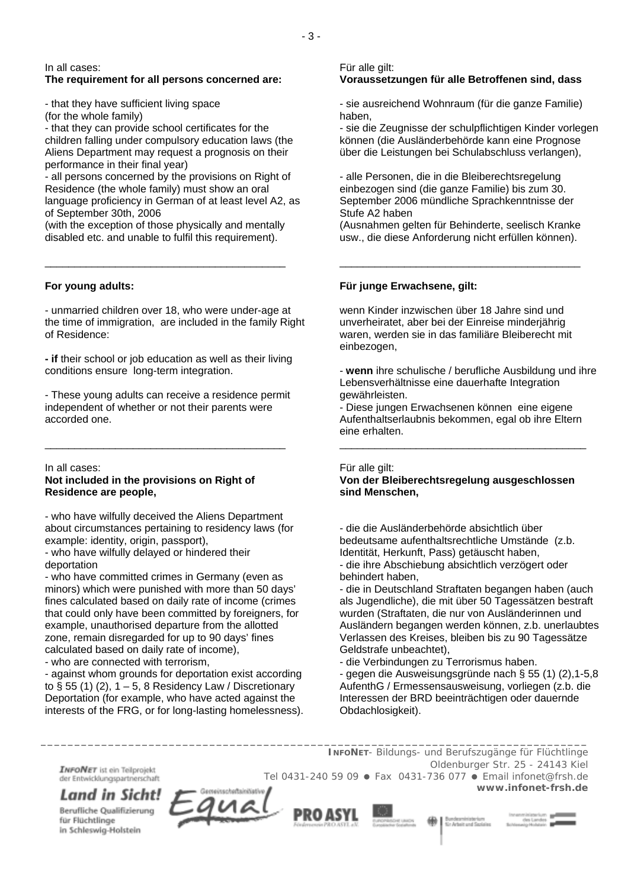In all cases:
**The requirement for all persons concerned are:**

- that they have sufficient living space (for the whole family)
- that they can provide school certificates for the children falling under compulsory education laws (the Aliens Department may request a prognosis on their performance in their final year)
- all persons concerned by the provisions on Right of Residence (the whole family) must show an oral language proficiency in German of at least level A2, as of September 30th, 2006
(with the exception of those physically and mentally disabled etc. and unable to fulfil this requirement).

---

**For young adults:**

- unmarried children over 18, who were under-age at the time of immigration, are included in the family Right of Residence:

- **if** their school or job education as well as their living conditions ensure long-term integration.

- These young adults can receive a residence permit independent of whether or not their parents were accorded one.

---

In all cases:
**Not included in the provisions on Right of Residence are people,**

- who have wilfully deceived the Aliens Department about circumstances pertaining to residency laws (for example: identity, origin, passport),
- who have wilfully delayed or hindered their deportation
- who have committed crimes in Germany (even as minors) which were punished with more than 50 days' fines calculated based on daily rate of income (crimes that could only have been committed by foreigners, for example, unauthorised departure from the allotted zone, remain disregarded for up to 90 days' fines calculated based on daily rate of income),
- who are connected with terrorism,
- against whom grounds for deportation exist according to § 55 (1) (2), 1 – 5, 8 Residency Law / Discretionary Deportation (for example, who have acted against the interests of the FRG, or for long-lasting homelessness).

Für alle gilt:
**Voraussetzungen für alle Betroffenen sind, dass**

- sie ausreichend Wohnraum (für die ganze Familie) haben,
- sie die Zeugnisse der schulpflichtigen Kinder vorlegen können (die Ausländerbehörde kann eine Prognose über die Leistungen bei Schulabschluss verlangen),
- alle Personen, die in die Bleiberechtsregelung einbezogen sind (die ganze Familie) bis zum 30. September 2006 mündliche Sprachkenntnisse der Stufe A2 haben
(Ausnahmen gelten für Behinderte, seelisch Kranke usw., die diese Anforderung nicht erfüllen können).

---

**Für junge Erwachsene, gilt:**

wenn Kinder inzwischen über 18 Jahre sind und unverheiratet, aber bei der Einreise minderjährig waren, werden sie in das familiäre Bleiberecht mit einbezogen,

- **wenn** ihre schulische / berufliche Ausbildung und ihre Lebensverhältnisse eine dauerhafte Integration gewährleisten.
- Diese jungen Erwachsenen können eine eigene Aufenthaltserlaubnis bekommen, egal ob ihre Eltern eine erhalten.

---

Für alle gilt:
**Von der Bleiberechtsregelung ausgeschlossen sind Menschen,**

- die die Ausländerbehörde absichtlich über bedeutsame aufenthaltsrechtliche Umstände (z.b. Identität, Herkunft, Pass) getäuscht haben,
- die ihre Abschiebung absichtlich verzögert oder behindert haben,
- die in Deutschland Straftaten begangen haben (auch als Jugendliche), die mit über 50 Tagessätzen bestraft wurden (Straftaten, die nur von Ausländerinnen und Ausländern begangen werden können, z.b. unerlaubtes Verlassen des Kreises, bleiben bis zu 90 Tagessätze Geldstrafe unbeachtet),
- die Verbindungen zu Terrorismus haben.
- gegen die Ausweisungsgründe nach § 55 (1) (2),1-5,8 AufenthG / Ermessensausweisung, vorliegen (z.b. die Interessen der BRD beeinträchtigen oder dauernde Obdachlosigkeit).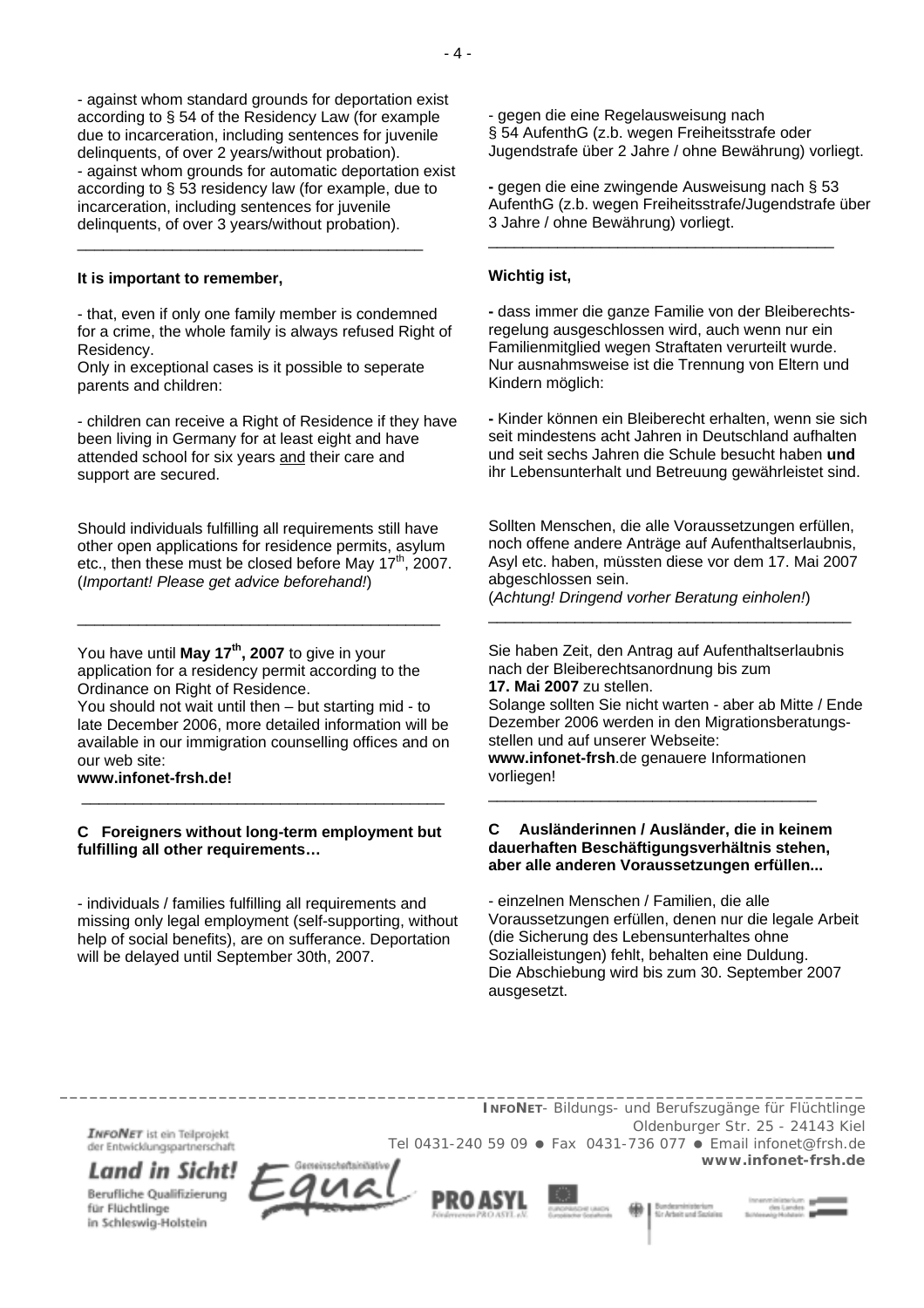- against whom standard grounds for deportation exist according to § 54 of the Residency Law (for example due to incarceration, including sentences for juvenile delinquents, of over 2 years/without probation).
- against whom grounds for automatic deportation exist according to § 53 residency law (for example, due to incarceration, including sentences for juvenile delinquents, of over 3 years/without probation).

---

**It is important to remember,**

- that, even if only one family member is condemned for a crime, the whole family is always refused Right of Residency.

Only in exceptional cases is it possible to seperate parents and children:

- children can receive a Right of Residence if they have been living in Germany for at least eight and have attended school for six years and their care and support are secured.

Should individuals fulfilling all requirements still have other open applications for residence permits, asylum etc., then these must be closed before May 17th, 2007. (*Important! Please get advice beforehand!*)

---

You have until **May 17th, 2007** to give in your application for a residency permit according to the Ordinance on Right of Residence.

You should not wait until then – but starting mid - to late December 2006, more detailed information will be available in our immigration counselling offices and on our web site:

**www.infonet-frsh.de!**

---

**C Foreigners without long-term employment but fulfilling all other requirements…**

- individuals / families fulfilling all requirements and missing only legal employment (self-supporting, without help of social benefits), are on sufferance. Deportation will be delayed until September 30th, 2007.

- gegen die eine Regelausweisung nach § 54 AufenthG (z.b. wegen Freiheitsstrafe oder Jugendstrafe über 2 Jahre / ohne Bewährung) vorliegt.

- gegen die eine zwingende Ausweisung nach § 53 AufenthG (z.b. wegen Freiheitsstrafe/Jugendstrafe über 3 Jahre / ohne Bewährung) vorliegt.

---

**Wichtig ist,**

- dass immer die ganze Familie von der Bleiberechtsregelung ausgeschlossen wird, auch wenn nur ein Familienmitglied wegen Straftaten verurteilt wurde. Nur ausnahmsweise ist die Trennung von Eltern und Kindern möglich:

- Kinder können ein Bleiberecht erhalten, wenn sie sich seit mindestens acht Jahren in Deutschland aufhalten und seit sechs Jahren die Schule besucht haben **und** ihr Lebensunterhalt und Betreuung gewährleistet sind.

Sollten Menschen, die alle Voraussetzungen erfüllen, noch offene andere Anträge auf Aufenthaltserlaubnis, Asyl etc. haben, müssten diese vor dem 17. Mai 2007 abgeschlossen sein.
(*Achtung! Dringend vorher Beratung einholen!*)

---

Sie haben Zeit, den Antrag auf Aufenthaltserlaubnis nach der Bleiberechtsanordnung bis zum **17. Mai 2007** zu stellen.

Solange sollten Sie nicht warten - aber ab Mitte / Ende Dezember 2006 werden in den Migrationsberatungsstellen und auf unserer Webseite:
**www.infonet-frsh**.de genauere Informationen vorliegen!

---

**C Ausländerinnen / Ausländer, die in keinem dauerhaften Beschäftigungsverhältnis stehen, aber alle anderen Voraussetzungen erfüllen...**

- einzelnen Menschen / Familien, die alle Voraussetzungen erfüllen, denen nur die legale Arbeit (die Sicherung des Lebensunterhaltes ohne Sozialleistungen) fehlt, behalten eine Duldung. Die Abschiebung wird bis zum 30. September 2007 ausgesetzt.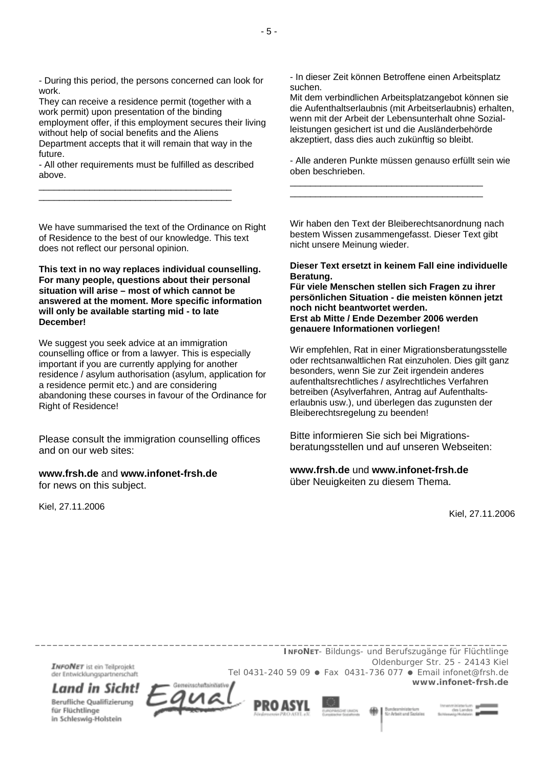- During this period, the persons concerned can look for work.
They can receive a residence permit (together with a work permit) upon presentation of the binding employment offer, if this employment secures their living without help of social benefits and the Aliens Department accepts that it will remain that way in the future.
- All other requirements must be fulfilled as described above.

---

We have summarised the text of the Ordinance on Right of Residence to the best of our knowledge. This text does not reflect our personal opinion.

**This text in no way replaces individual counselling. For many people, questions about their personal situation will arise – most of which cannot be answered at the moment. More specific information will only be available starting mid - to late December!**

We suggest you seek advice at an immigration counselling office or from a lawyer. This is especially important if you are currently applying for another residence / asylum authorisation (asylum, application for a residence permit etc.) and are considering abandoning these courses in favour of the Ordinance for Right of Residence!

Please consult the immigration counselling offices and on our web sites:

**www.frsh.de** and **www.infonet-frsh.de**
for news on this subject.

Kiel, 27.11.2006

- In dieser Zeit können Betroffene einen Arbeitsplatz suchen.
Mit dem verbindlichen Arbeitsplatzangebot können sie die Aufenthaltserlaubnis (mit Arbeitserlaubnis) erhalten, wenn mit der Arbeit der Lebensunterhalt ohne Sozialleistungen gesichert ist und die Ausländerbehörde akzeptiert, dass dies auch zukünftig so bleibt.

- Alle anderen Punkte müssen genauso erfüllt sein wie oben beschrieben.

---

Wir haben den Text der Bleiberechtsanordnung nach bestem Wissen zusammengefasst. Dieser Text gibt nicht unsere Meinung wieder.

**Dieser Text ersetzt in keinem Fall eine individuelle Beratung.
Für viele Menschen stellen sich Fragen zu ihrer persönlichen Situation - die meisten können jetzt noch nicht beantwortet werden.
Erst ab Mitte / Ende Dezember 2006 werden genauere Informationen vorliegen!**

Wir empfehlen, Rat in einer Migrationsberatungsstelle oder rechtsanwaltlichen Rat einzuholen. Dies gilt ganz besonders, wenn Sie zur Zeit irgendein anderes aufenthaltsrechtliches / asylrechtliches Verfahren betreiben (Asylverfahren, Antrag auf Aufenthaltserlaubnis usw.), und überlegen das zugunsten der Bleiberechtsregelung zu beenden!

Bitte informieren Sie sich bei Migrationsberatungsstellen und auf unseren Webseiten:

**www.frsh.de** und **www.infonet-frsh.de**
über Neuigkeiten zu diesem Thema.

Kiel, 27.11.2006

---

**INFONET**- Bildungs- und Berufszugänge für Flüchtlinge
Oldenburger Str. 25 - 24143 Kiel
Tel 0431-240 59 09 ● Fax 0431-736 077 ● Email infonet@frsh.de
**www.infonet-frsh.de**

*INFONET* ist ein Teilprojekt der Entwicklungspartnerschaft
***Land in Sicht!***
Berufliche Qualifizierung für Flüchtlinge in Schleswig-Holstein